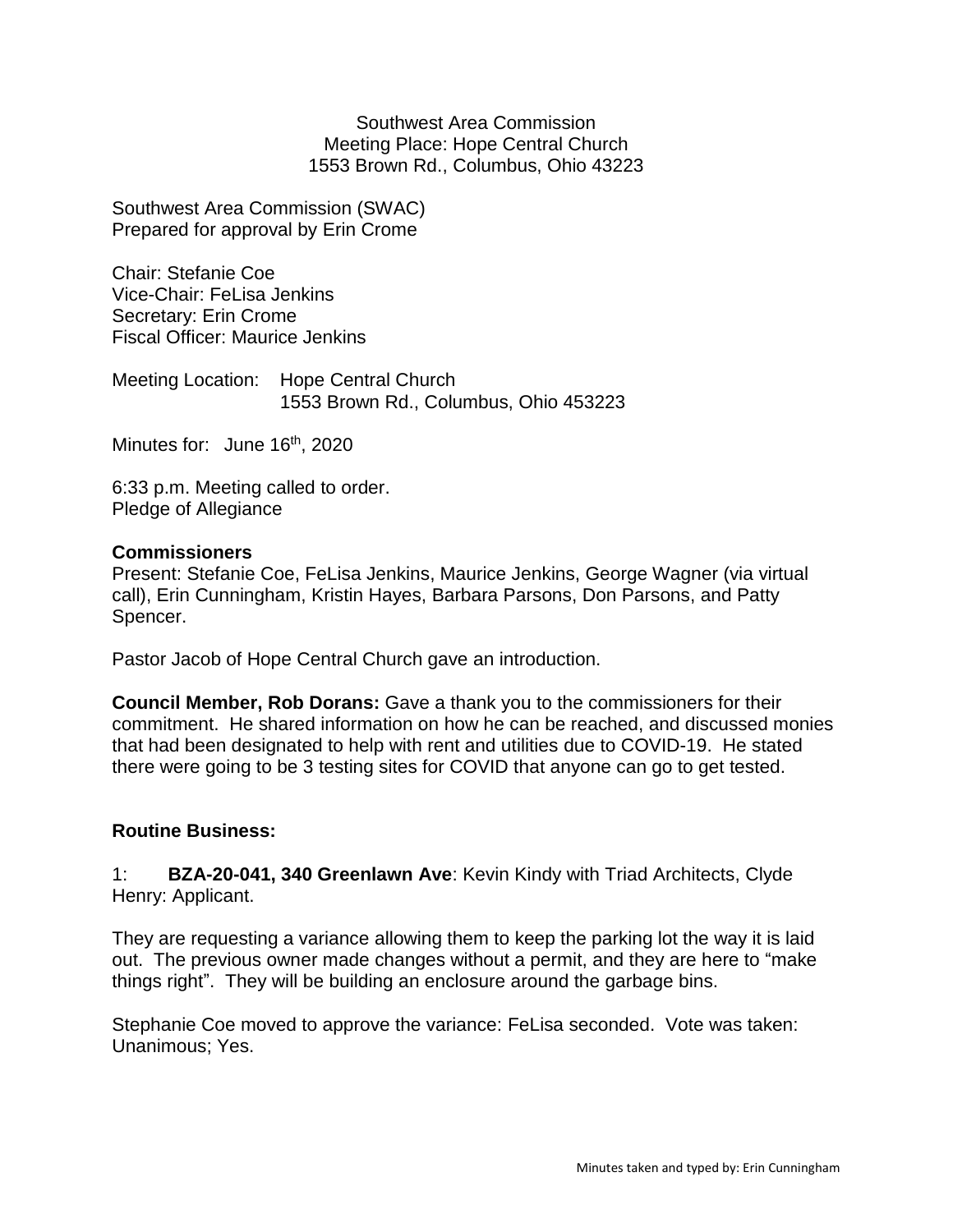Southwest Area Commission
Meeting Place: Hope Central Church
1553 Brown Rd., Columbus, Ohio 43223

Southwest Area Commission (SWAC)
Prepared for approval by Erin Crome

Chair: Stefanie Coe
Vice-Chair: FeLisa Jenkins
Secretary: Erin Crome
Fiscal Officer: Maurice Jenkins

Meeting Location: Hope Central Church
1553 Brown Rd., Columbus, Ohio 453223

Minutes for: June 16th, 2020

6:33 p.m. Meeting called to order.
Pledge of Allegiance

**Commissioners**
Present: Stefanie Coe, FeLisa Jenkins, Maurice Jenkins, George Wagner (via virtual call), Erin Cunningham, Kristin Hayes, Barbara Parsons, Don Parsons, and Patty Spencer.

Pastor Jacob of Hope Central Church gave an introduction.

**Council Member, Rob Dorans:** Gave a thank you to the commissioners for their commitment. He shared information on how he can be reached, and discussed monies that had been designated to help with rent and utilities due to COVID-19. He stated there were going to be 3 testing sites for COVID that anyone can go to get tested.

**Routine Business:**

1: **BZA-20-041, 340 Greenlawn Ave**: Kevin Kindy with Triad Architects, Clyde Henry: Applicant.

They are requesting a variance allowing them to keep the parking lot the way it is laid out. The previous owner made changes without a permit, and they are here to "make things right". They will be building an enclosure around the garbage bins.

Stephanie Coe moved to approve the variance: FeLisa seconded. Vote was taken: Unanimous; Yes.

Minutes taken and typed by: Erin Cunningham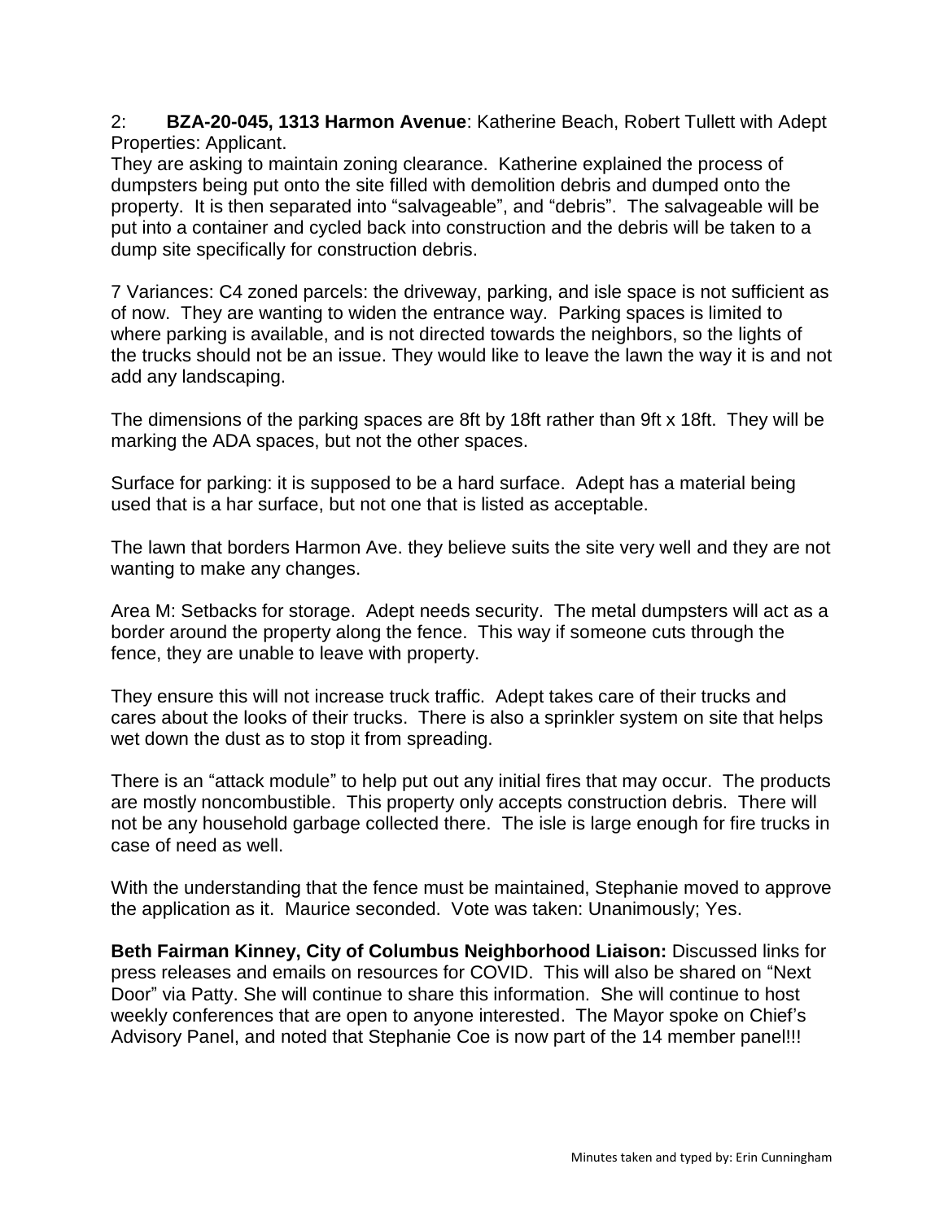2: **BZA-20-045, 1313 Harmon Avenue**: Katherine Beach, Robert Tullett with Adept Properties: Applicant.
They are asking to maintain zoning clearance. Katherine explained the process of dumpsters being put onto the site filled with demolition debris and dumped onto the property. It is then separated into "salvageable", and "debris". The salvageable will be put into a container and cycled back into construction and the debris will be taken to a dump site specifically for construction debris.

7 Variances: C4 zoned parcels: the driveway, parking, and isle space is not sufficient as of now. They are wanting to widen the entrance way. Parking spaces is limited to where parking is available, and is not directed towards the neighbors, so the lights of the trucks should not be an issue. They would like to leave the lawn the way it is and not add any landscaping.

The dimensions of the parking spaces are 8ft by 18ft rather than 9ft x 18ft. They will be marking the ADA spaces, but not the other spaces.

Surface for parking: it is supposed to be a hard surface. Adept has a material being used that is a har surface, but not one that is listed as acceptable.

The lawn that borders Harmon Ave. they believe suits the site very well and they are not wanting to make any changes.

Area M: Setbacks for storage. Adept needs security. The metal dumpsters will act as a border around the property along the fence. This way if someone cuts through the fence, they are unable to leave with property.

They ensure this will not increase truck traffic. Adept takes care of their trucks and cares about the looks of their trucks. There is also a sprinkler system on site that helps wet down the dust as to stop it from spreading.

There is an "attack module" to help put out any initial fires that may occur. The products are mostly noncombustible. This property only accepts construction debris. There will not be any household garbage collected there. The isle is large enough for fire trucks in case of need as well.

With the understanding that the fence must be maintained, Stephanie moved to approve the application as it. Maurice seconded. Vote was taken: Unanimously; Yes.

**Beth Fairman Kinney, City of Columbus Neighborhood Liaison:** Discussed links for press releases and emails on resources for COVID. This will also be shared on "Next Door" via Patty. She will continue to share this information. She will continue to host weekly conferences that are open to anyone interested. The Mayor spoke on Chief's Advisory Panel, and noted that Stephanie Coe is now part of the 14 member panel!!!

Minutes taken and typed by: Erin Cunningham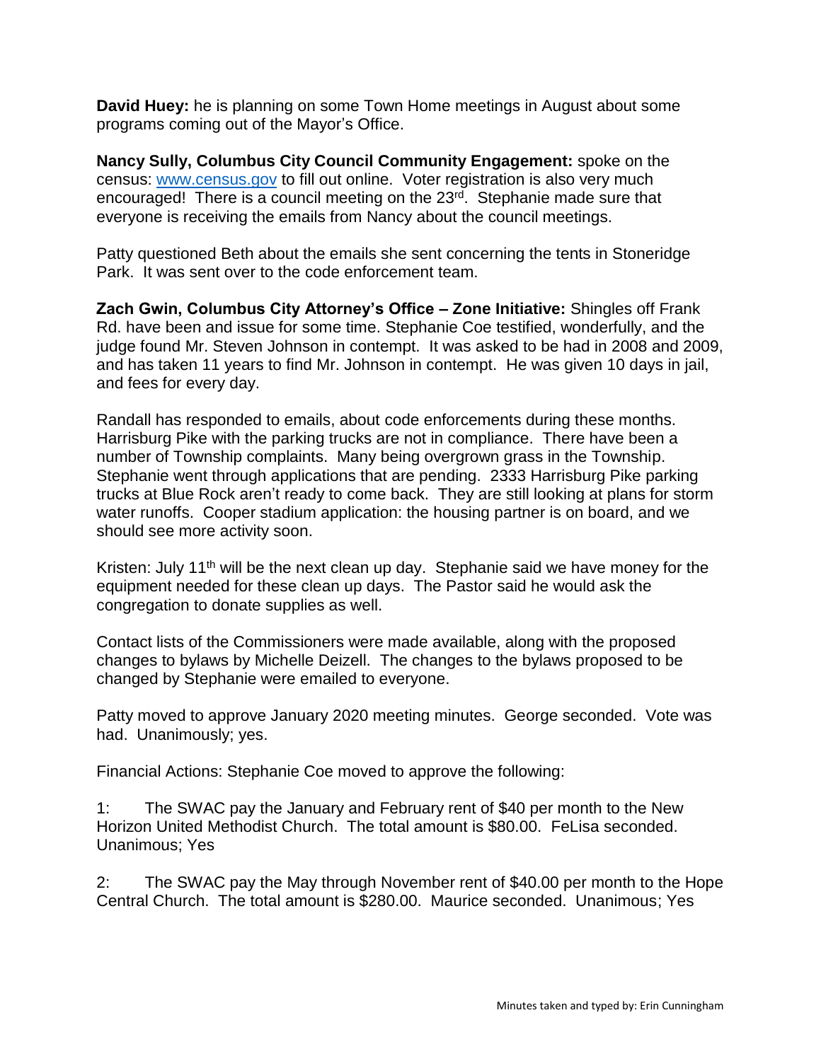**David Huey:** he is planning on some Town Home meetings in August about some programs coming out of the Mayor's Office.

**Nancy Sully, Columbus City Council Community Engagement:** spoke on the census: www.census.gov to fill out online. Voter registration is also very much encouraged! There is a council meeting on the 23rd. Stephanie made sure that everyone is receiving the emails from Nancy about the council meetings.

Patty questioned Beth about the emails she sent concerning the tents in Stoneridge Park. It was sent over to the code enforcement team.

**Zach Gwin, Columbus City Attorney's Office – Zone Initiative:** Shingles off Frank Rd. have been and issue for some time. Stephanie Coe testified, wonderfully, and the judge found Mr. Steven Johnson in contempt. It was asked to be had in 2008 and 2009, and has taken 11 years to find Mr. Johnson in contempt. He was given 10 days in jail, and fees for every day.

Randall has responded to emails, about code enforcements during these months. Harrisburg Pike with the parking trucks are not in compliance. There have been a number of Township complaints. Many being overgrown grass in the Township. Stephanie went through applications that are pending. 2333 Harrisburg Pike parking trucks at Blue Rock aren't ready to come back. They are still looking at plans for storm water runoffs. Cooper stadium application: the housing partner is on board, and we should see more activity soon.

Kristen: July 11th will be the next clean up day. Stephanie said we have money for the equipment needed for these clean up days. The Pastor said he would ask the congregation to donate supplies as well.

Contact lists of the Commissioners were made available, along with the proposed changes to bylaws by Michelle Deizell. The changes to the bylaws proposed to be changed by Stephanie were emailed to everyone.

Patty moved to approve January 2020 meeting minutes. George seconded. Vote was had. Unanimously; yes.

Financial Actions: Stephanie Coe moved to approve the following:

1: The SWAC pay the January and February rent of $40 per month to the New Horizon United Methodist Church. The total amount is $80.00. FeLisa seconded. Unanimous; Yes

2: The SWAC pay the May through November rent of $40.00 per month to the Hope Central Church. The total amount is $280.00. Maurice seconded. Unanimous; Yes

Minutes taken and typed by: Erin Cunningham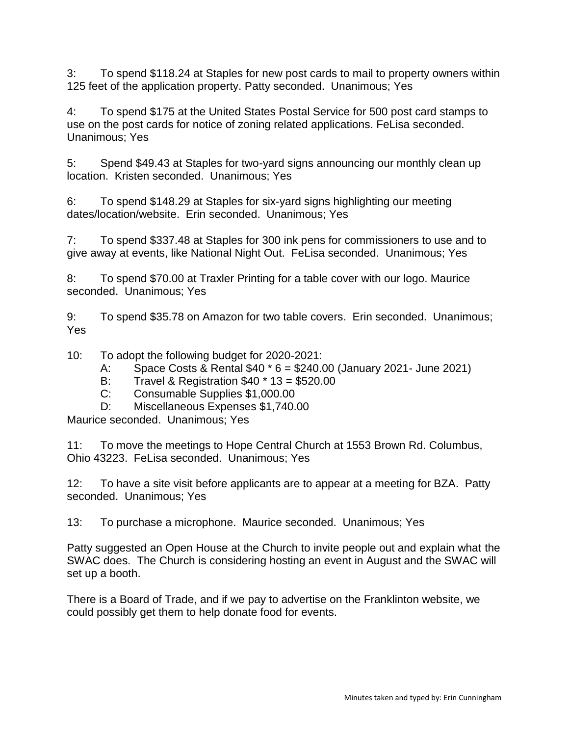3: To spend $118.24 at Staples for new post cards to mail to property owners within 125 feet of the application property. Patty seconded. Unanimous; Yes

4: To spend $175 at the United States Postal Service for 500 post card stamps to use on the post cards for notice of zoning related applications. FeLisa seconded. Unanimous; Yes

5: Spend $49.43 at Staples for two-yard signs announcing our monthly clean up location. Kristen seconded. Unanimous; Yes

6: To spend $148.29 at Staples for six-yard signs highlighting our meeting dates/location/website. Erin seconded. Unanimous; Yes

7: To spend $337.48 at Staples for 300 ink pens for commissioners to use and to give away at events, like National Night Out. FeLisa seconded. Unanimous; Yes

8: To spend $70.00 at Traxler Printing for a table cover with our logo. Maurice seconded. Unanimous; Yes

9: To spend $35.78 on Amazon for two table covers. Erin seconded. Unanimous; Yes

10: To adopt the following budget for 2020-2021:

- A: Space Costs & Rental $40 * 6 = $240.00 (January 2021- June 2021)
- B: Travel & Registration $40 * 13 = $520.00
- C: Consumable Supplies $1,000.00
- D: Miscellaneous Expenses $1,740.00

Maurice seconded. Unanimous; Yes

11: To move the meetings to Hope Central Church at 1553 Brown Rd. Columbus, Ohio 43223. FeLisa seconded. Unanimous; Yes

12: To have a site visit before applicants are to appear at a meeting for BZA. Patty seconded. Unanimous; Yes

13: To purchase a microphone. Maurice seconded. Unanimous; Yes

Patty suggested an Open House at the Church to invite people out and explain what the SWAC does. The Church is considering hosting an event in August and the SWAC will set up a booth.

There is a Board of Trade, and if we pay to advertise on the Franklinton website, we could possibly get them to help donate food for events.

Minutes taken and typed by: Erin Cunningham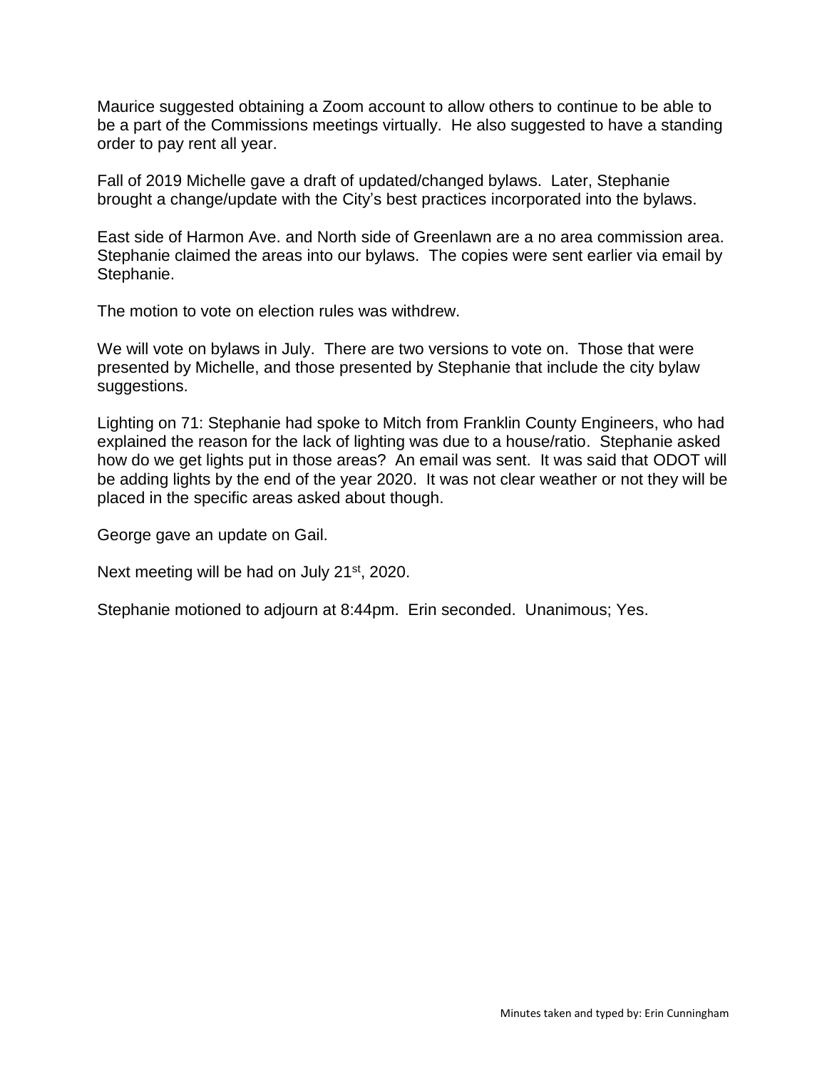Maurice suggested obtaining a Zoom account to allow others to continue to be able to be a part of the Commissions meetings virtually. He also suggested to have a standing order to pay rent all year.

Fall of 2019 Michelle gave a draft of updated/changed bylaws. Later, Stephanie brought a change/update with the City's best practices incorporated into the bylaws.

East side of Harmon Ave. and North side of Greenlawn are a no area commission area. Stephanie claimed the areas into our bylaws. The copies were sent earlier via email by Stephanie.

The motion to vote on election rules was withdrew.

We will vote on bylaws in July. There are two versions to vote on. Those that were presented by Michelle, and those presented by Stephanie that include the city bylaw suggestions.

Lighting on 71: Stephanie had spoke to Mitch from Franklin County Engineers, who had explained the reason for the lack of lighting was due to a house/ratio. Stephanie asked how do we get lights put in those areas? An email was sent. It was said that ODOT will be adding lights by the end of the year 2020. It was not clear weather or not they will be placed in the specific areas asked about though.

George gave an update on Gail.

Next meeting will be had on July 21st, 2020.

Stephanie motioned to adjourn at 8:44pm. Erin seconded. Unanimous; Yes.

Minutes taken and typed by: Erin Cunningham